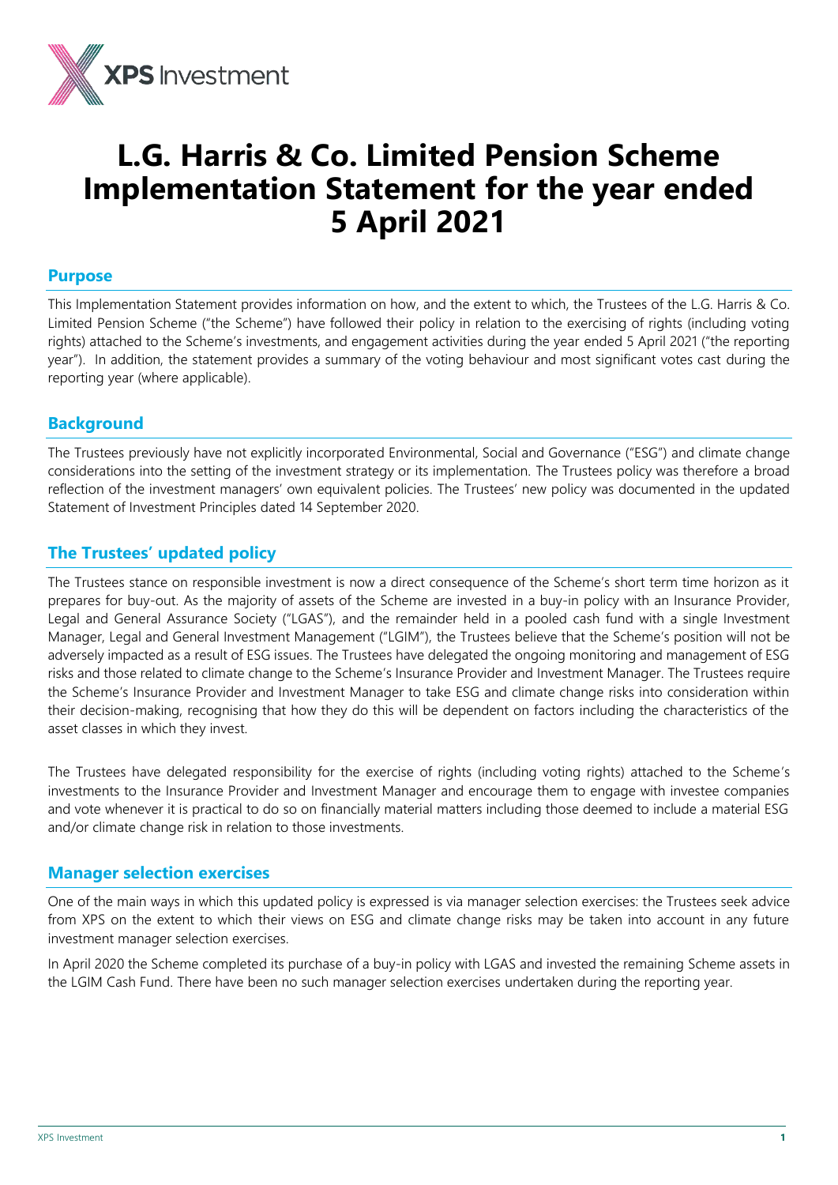# L.G. Harris & Co. Limited Pension Scheme Implementation Statement for the year ended 5 April 2021

## Purpose

This Implementation Statement provides information on how, and the extent to which, the Trustees of the L.G. Harris & Co. Limited Pension Scheme ("the Scheme") have followed their policy in relation to the exercising of rights (including voting rights) attached to the Scheme's investments, and engagement activities during the year ended 5 April 2021 ("the reporting year"). In addition, the statement provides a summary of the voting behaviour and most significant votes cast during the reporting year (where applicable).

## Background

The Trustees previously have not explicitly incorporated Environmental, Social and Governance ("ESG") and climate change considerations into the setting of the investment strategy or its implementation. The Trustees policy was therefore a broad reflection of the investment managers' own equivalent policies. The Trustees' new policy was documented in the updated Statement of Investment Principles dated 14 September 2020.

## The Trustees' updated policy

The Trustees stance on responsible investment is now a direct consequence of the Scheme's short term time horizon as it prepares for buy-out. As the majority of assets of the Scheme are invested in a buy-in policy with an Insurance Provider, Legal and General Assurance Society ("LGAS"), and the remainder held in a pooled cash fund with a single Investment Manager, Legal and General Investment Management ("LGIM"), the Trustees believe that the Scheme's position will not be adversely impacted as a result of ESG issues. The Trustees have delegated the ongoing monitoring and management of ESG risks and those related to climate change to the Scheme's Insurance Provider and Investment Manager. The Trustees require the Scheme's Insurance Provider and Investment Manager to take ESG and climate change risks into consideration within their decision-making, recognising that how they do this will be dependent on factors including the characteristics of the asset classes in which they invest.

The Trustees have delegated responsibility for the exercise of rights (including voting rights) attached to the Scheme's investments to the Insurance Provider and Investment Manager and encourage them to engage with investee companies and vote whenever it is practical to do so on financially material matters including those deemed to include a material ESG and/or climate change risk in relation to those investments.

## Manager selection exercises

One of the main ways in which this updated policy is expressed is via manager selection exercises: the Trustees seek advice from XPS on the extent to which their views on ESG and climate change risks may be taken into account in any future investment manager selection exercises.

In April 2020 the Scheme completed its purchase of a buy-in policy with LGAS and invested the remaining Scheme assets in the LGIM Cash Fund. There have been no such manager selection exercises undertaken during the reporting year.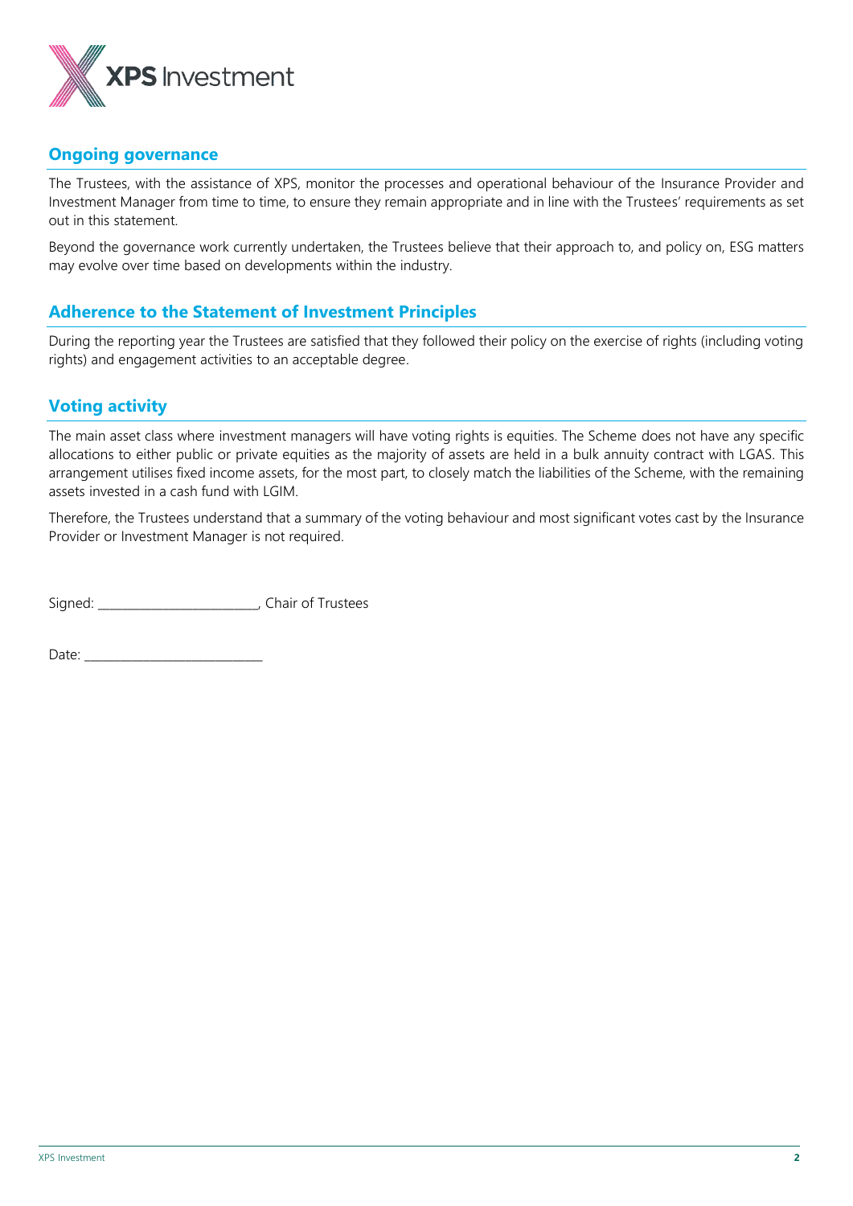## Ongoing governance

The Trustees, with the assistance of XPS, monitor the processes and operational behaviour of the Insurance Provider and Investment Manager from time to time, to ensure they remain appropriate and in line with the Trustees' requirements as set out in this statement.

Beyond the governance work currently undertaken, the Trustees believe that their approach to, and policy on, ESG matters may evolve over time based on developments within the industry.

## Adherence to the Statement of Investment Principles

During the reporting year the Trustees are satisfied that they followed their policy on the exercise of rights (including voting rights) and engagement activities to an acceptable degree.

## Voting activity

The main asset class where investment managers will have voting rights is equities. The Scheme does not have any specific allocations to either public or private equities as the majority of assets are held in a bulk annuity contract with LGAS. This arrangement utilises fixed income assets, for the most part, to closely match the liabilities of the Scheme, with the remaining assets invested in a cash fund with LGIM.

Therefore, the Trustees understand that a summary of the voting behaviour and most significant votes cast by the Insurance Provider or Investment Manager is not required.

Signed: ________________________, Chair of Trustees

Date: ___________________________